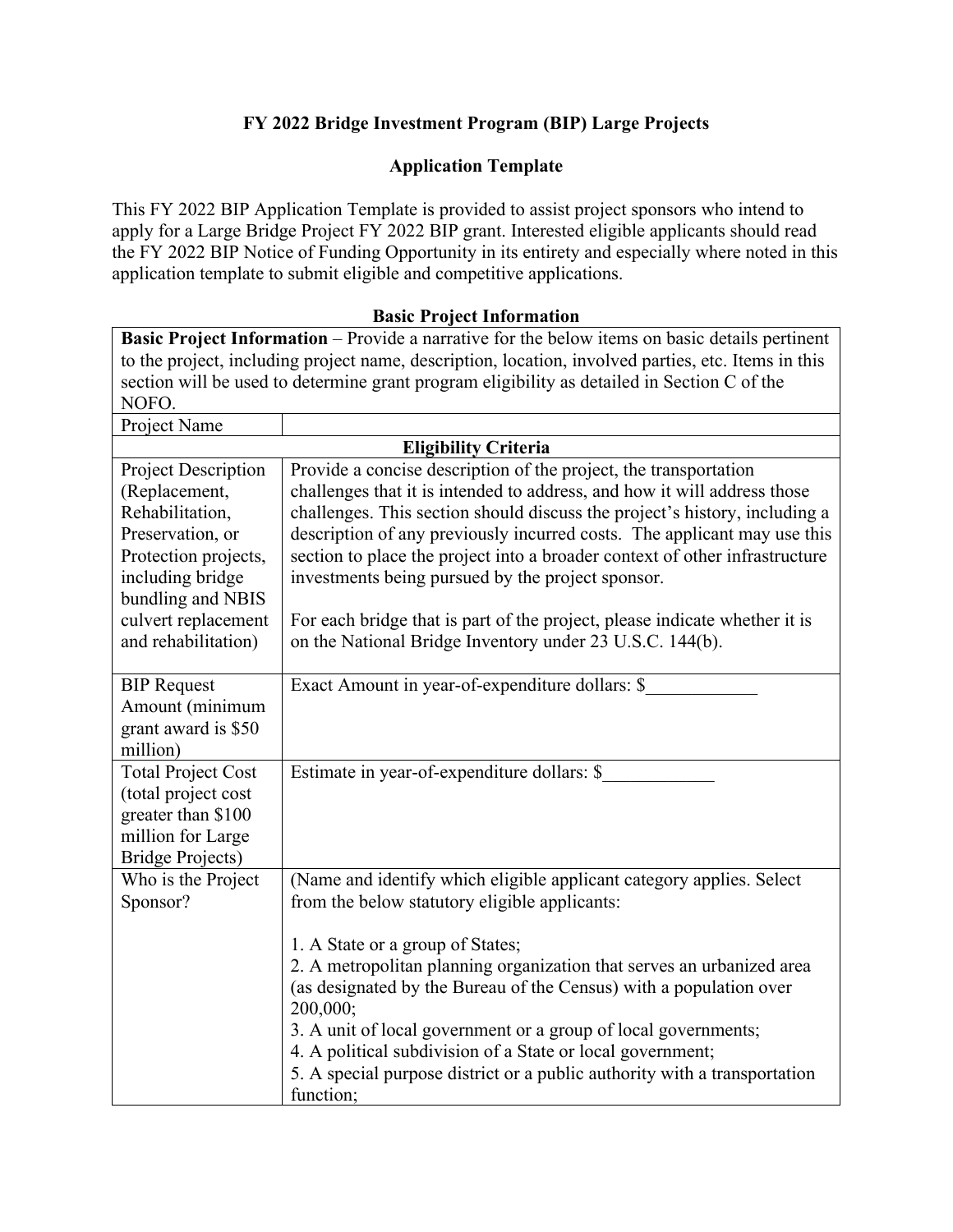# FY 2022 Bridge Investment Program (BIP) Large Projects

## Application Template

This FY 2022 BIP Application Template is provided to assist project sponsors who intend to apply for a Large Bridge Project FY 2022 BIP grant. Interested eligible applicants should read the FY 2022 BIP Notice of Funding Opportunity in its entirety and especially where noted in this application template to submit eligible and competitive applications.

### Basic Project Information

| **Basic Project Information** – Provide a narrative for the below items on basic details pertinent to the project, including project name, description, location, involved parties, etc. Items in this section will be used to determine grant program eligibility as detailed in Section C of the NOFO. | |
|---|---|
| Project Name | |
| **Eligibility Criteria** | |
| Project Description (Replacement, Rehabilitation, Preservation, or Protection projects, including bridge bundling and NBIS culvert replacement and rehabilitation) | Provide a concise description of the project, the transportation challenges that it is intended to address, and how it will address those challenges. This section should discuss the project's history, including a description of any previously incurred costs. The applicant may use this section to place the project into a broader context of other infrastructure investments being pursued by the project sponsor.<br><br>For each bridge that is part of the project, please indicate whether it is on the National Bridge Inventory under 23 U.S.C. 144(b). |
| BIP Request Amount (minimum grant award is $50 million) | Exact Amount in year-of-expenditure dollars: $____________ |
| Total Project Cost (total project cost greater than $100 million for Large Bridge Projects) | Estimate in year-of-expenditure dollars: $____________ |
| Who is the Project Sponsor? | (Name and identify which eligible applicant category applies. Select from the below statutory eligible applicants:<br><br>1. A State or a group of States;<br>2. A metropolitan planning organization that serves an urbanized area (as designated by the Bureau of the Census) with a population over 200,000;<br>3. A unit of local government or a group of local governments;<br>4. A political subdivision of a State or local government;<br>5. A special purpose district or a public authority with a transportation function; |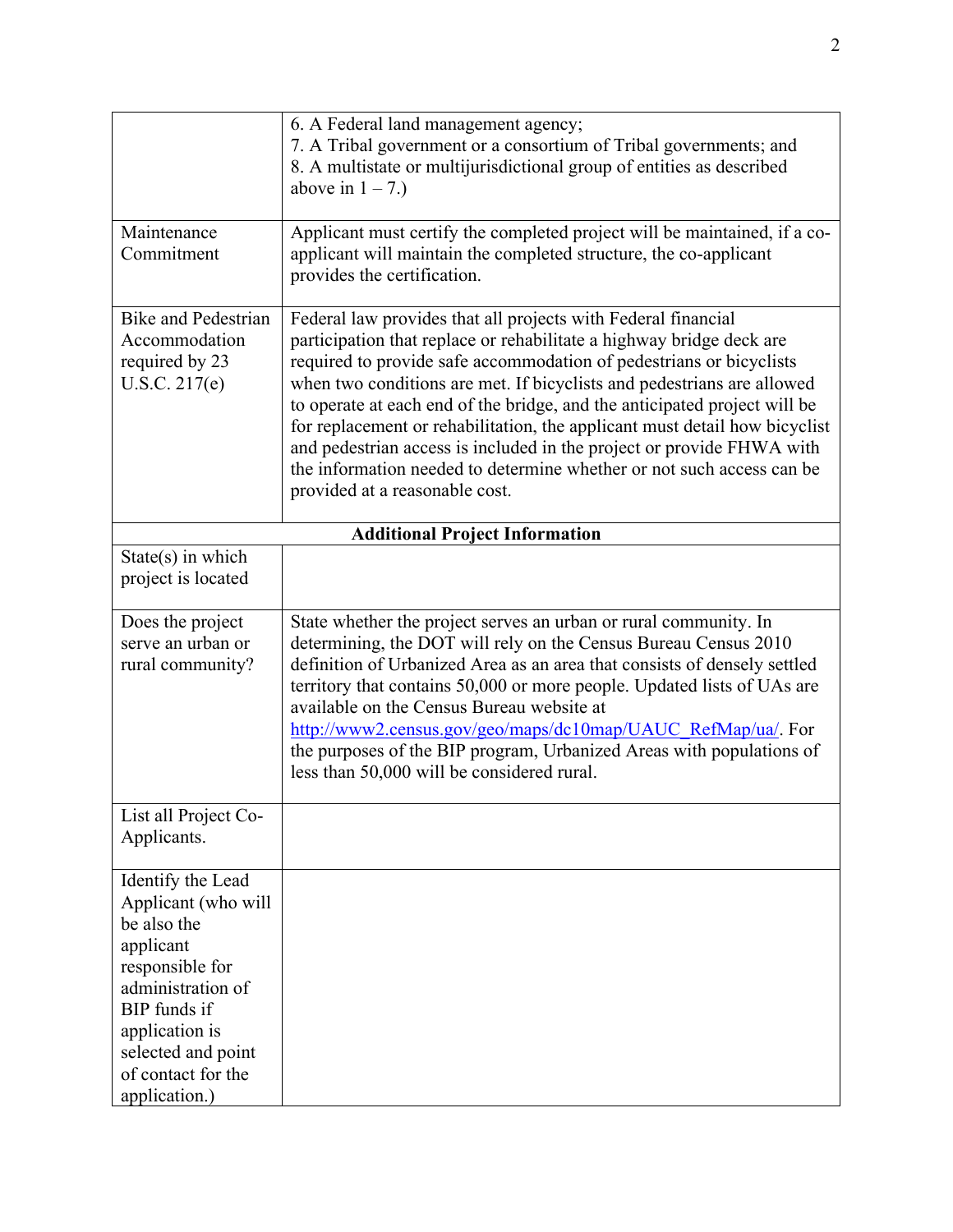|  |  |
| --- | --- |
|  | 6. A Federal land management agency;<br>7. A Tribal government or a consortium of Tribal governments; and<br>8. A multistate or multijurisdictional group of entities as described above in 1 – 7.) |
| Maintenance Commitment | Applicant must certify the completed project will be maintained, if a co-applicant will maintain the completed structure, the co-applicant provides the certification. |
| Bike and Pedestrian Accommodation required by 23 U.S.C. 217(e) | Federal law provides that all projects with Federal financial participation that replace or rehabilitate a highway bridge deck are required to provide safe accommodation of pedestrians or bicyclists when two conditions are met. If bicyclists and pedestrians are allowed to operate at each end of the bridge, and the anticipated project will be for replacement or rehabilitation, the applicant must detail how bicyclist and pedestrian access is included in the project or provide FHWA with the information needed to determine whether or not such access can be provided at a reasonable cost. |
| **Additional Project Information** |  |
| State(s) in which project is located |  |
| Does the project serve an urban or rural community? | State whether the project serves an urban or rural community. In determining, the DOT will rely on the Census Bureau Census 2010 definition of Urbanized Area as an area that consists of densely settled territory that contains 50,000 or more people. Updated lists of UAs are available on the Census Bureau website at [http://www2.census.gov/geo/maps/dc10map/UAUC_RefMap/ua/](http://www2.census.gov/geo/maps/dc10map/UAUC_RefMap/ua/). For the purposes of the BIP program, Urbanized Areas with populations of less than 50,000 will be considered rural. |
| List all Project Co-Applicants. |  |
| Identify the Lead Applicant (who will be also the applicant responsible for administration of BIP funds if application is selected and point of contact for the application.) |  |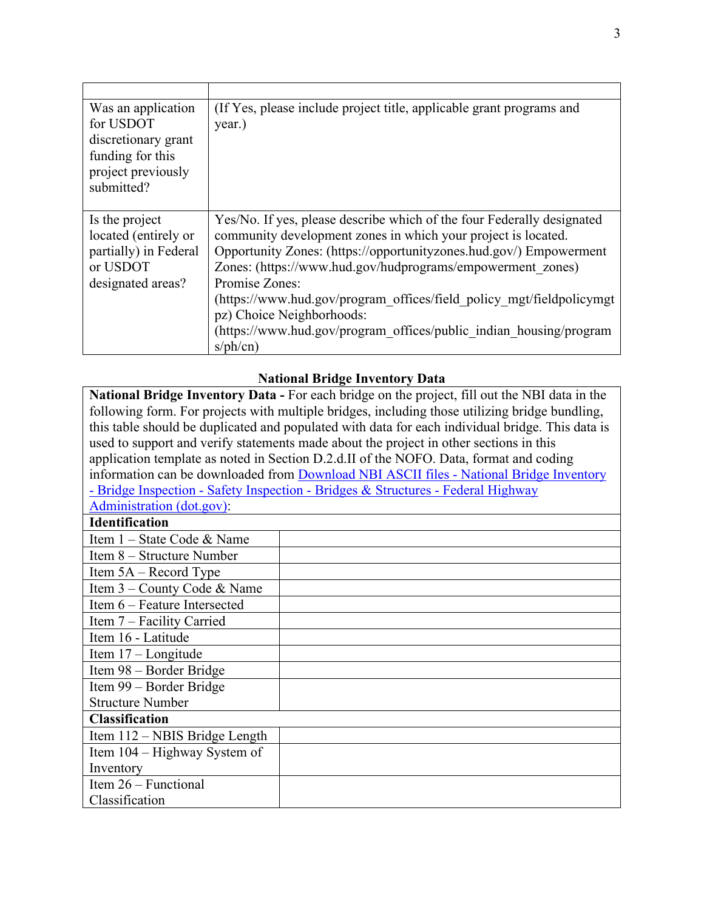| | |
|---|---|
| Was an application for USDOT discretionary grant funding for this project previously submitted? | (If Yes, please include project title, applicable grant programs and year.) |
| Is the project located (entirely or partially) in Federal or USDOT designated areas? | Yes/No. If yes, please describe which of the four Federally designated community development zones in which your project is located. Opportunity Zones: (https://opportunityzones.hud.gov/) Empowerment Zones: (https://www.hud.gov/hudprograms/empowerment_zones) Promise Zones: (https://www.hud.gov/program_offices/field_policy_mgt/fieldpolicymgtpz) Choice Neighborhoods: (https://www.hud.gov/program_offices/public_indian_housing/programs/ph/cn) |

**National Bridge Inventory Data**

**National Bridge Inventory Data -** For each bridge on the project, fill out the NBI data in the following form. For projects with multiple bridges, including those utilizing bridge bundling, this table should be duplicated and populated with data for each individual bridge. This data is used to support and verify statements made about the project in other sections in this application template as noted in Section D.2.d.II of the NOFO. Data, format and coding information can be downloaded from [Download NBI ASCII files - National Bridge Inventory - Bridge Inspection - Safety Inspection - Bridges & Structures - Federal Highway Administration (dot.gov)]:

| **Identification** | |
|---|---|
| Item 1 – State Code & Name | |
| Item 8 – Structure Number | |
| Item 5A – Record Type | |
| Item 3 – County Code & Name | |
| Item 6 – Feature Intersected | |
| Item 7 – Facility Carried | |
| Item 16 - Latitude | |
| Item 17 – Longitude | |
| Item 98 – Border Bridge | |
| Item 99 – Border Bridge Structure Number | |
| **Classification** | |
| Item 112 – NBIS Bridge Length | |
| Item 104 – Highway System of Inventory | |
| Item 26 – Functional Classification | |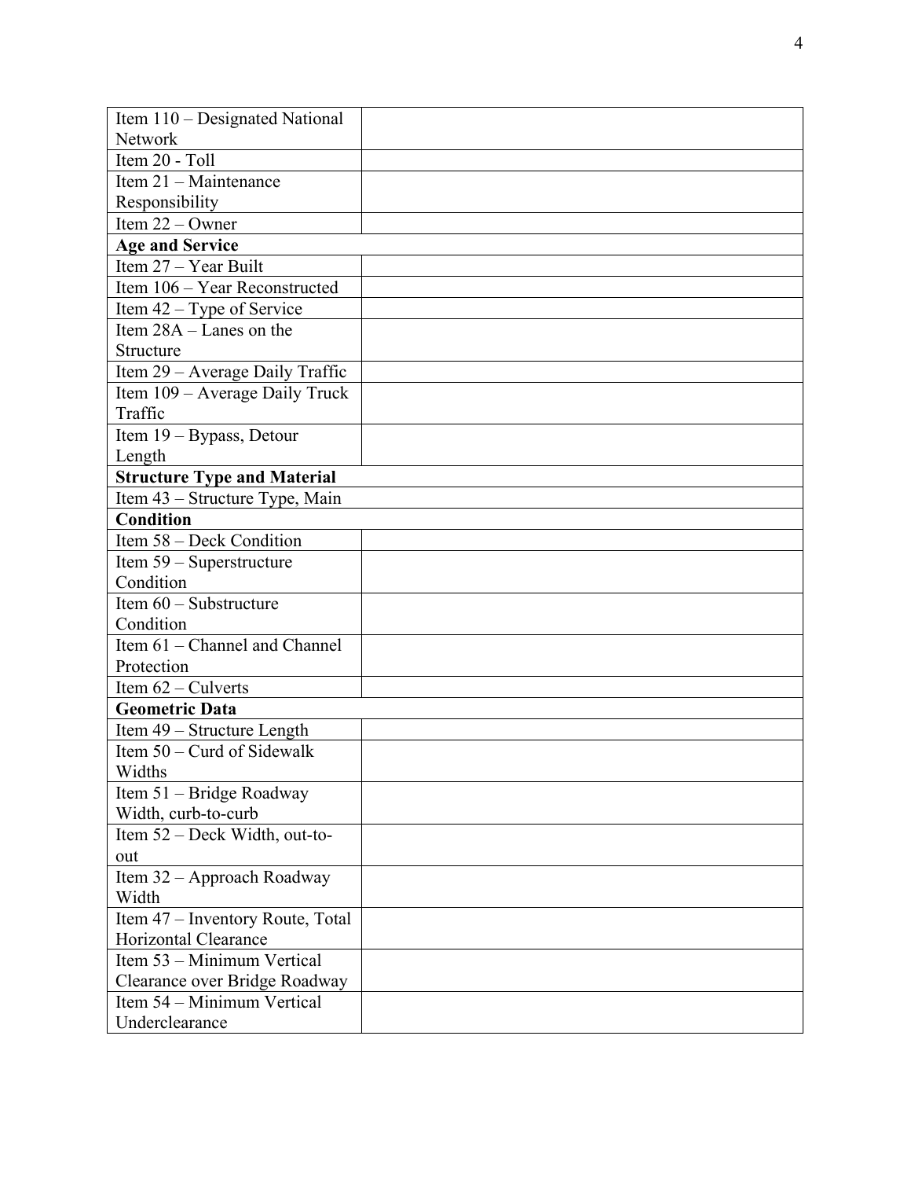| | |
|---|---|
| Item 110 – Designated National Network | |
| Item 20 - Toll | |
| Item 21 – Maintenance Responsibility | |
| Item 22 – Owner | |
| **Age and Service** | |
| Item 27 – Year Built | |
| Item 106 – Year Reconstructed | |
| Item 42 – Type of Service | |
| Item 28A – Lanes on the Structure | |
| Item 29 – Average Daily Traffic | |
| Item 109 – Average Daily Truck Traffic | |
| Item 19 – Bypass, Detour Length | |
| **Structure Type and Material** | |
| Item 43 – Structure Type, Main | |
| **Condition** | |
| Item 58 – Deck Condition | |
| Item 59 – Superstructure Condition | |
| Item 60 – Substructure Condition | |
| Item 61 – Channel and Channel Protection | |
| Item 62 – Culverts | |
| **Geometric Data** | |
| Item 49 – Structure Length | |
| Item 50 – Curd of Sidewalk Widths | |
| Item 51 – Bridge Roadway Width, curb-to-curb | |
| Item 52 – Deck Width, out-to-out | |
| Item 32 – Approach Roadway Width | |
| Item 47 – Inventory Route, Total Horizontal Clearance | |
| Item 53 – Minimum Vertical Clearance over Bridge Roadway | |
| Item 54 – Minimum Vertical Underclearance | |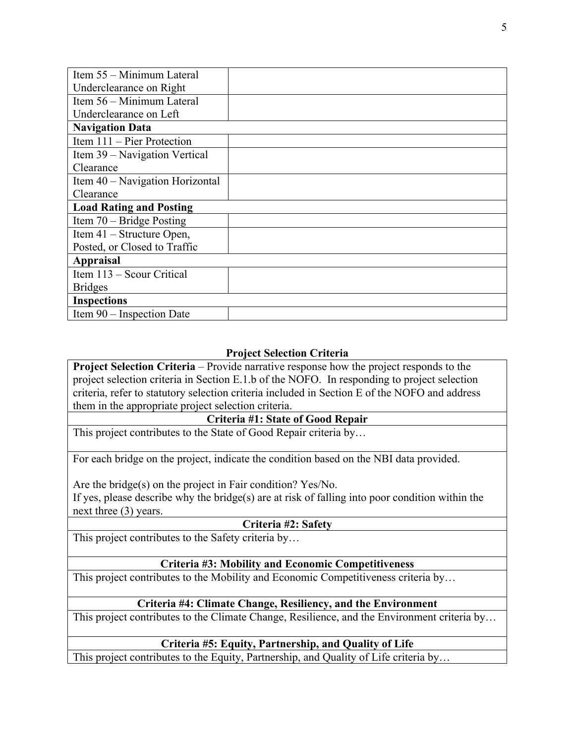| | |
|---|---|
| Item 55 – Minimum Lateral Underclearance on Right | |
| Item 56 – Minimum Lateral Underclearance on Left | |
| **Navigation Data** | |
| Item 111 – Pier Protection | |
| Item 39 – Navigation Vertical Clearance | |
| Item 40 – Navigation Horizontal Clearance | |
| **Load Rating and Posting** | |
| Item 70 – Bridge Posting | |
| Item 41 – Structure Open, Posted, or Closed to Traffic | |
| **Appraisal** | |
| Item 113 – Scour Critical Bridges | |
| **Inspections** | |
| Item 90 – Inspection Date | |

**Project Selection Criteria**

| **Project Selection Criteria** – Provide narrative response how the project responds to the project selection criteria in Section E.1.b of the NOFO. In responding to project selection criteria, refer to statutory selection criteria included in Section E of the NOFO and address them in the appropriate project selection criteria. |
|---|
| **Criteria #1: State of Good Repair** |
| This project contributes to the State of Good Repair criteria by… |
| For each bridge on the project, indicate the condition based on the NBI data provided. <br><br> Are the bridge(s) on the project in Fair condition? Yes/No. <br> If yes, please describe why the bridge(s) are at risk of falling into poor condition within the next three (3) years. |
| **Criteria #2: Safety** |
| This project contributes to the Safety criteria by… |
| **Criteria #3: Mobility and Economic Competitiveness** |
| This project contributes to the Mobility and Economic Competitiveness criteria by… |
| **Criteria #4: Climate Change, Resiliency, and the Environment** |
| This project contributes to the Climate Change, Resilience, and the Environment criteria by… |
| **Criteria #5: Equity, Partnership, and Quality of Life** |
| This project contributes to the Equity, Partnership, and Quality of Life criteria by… |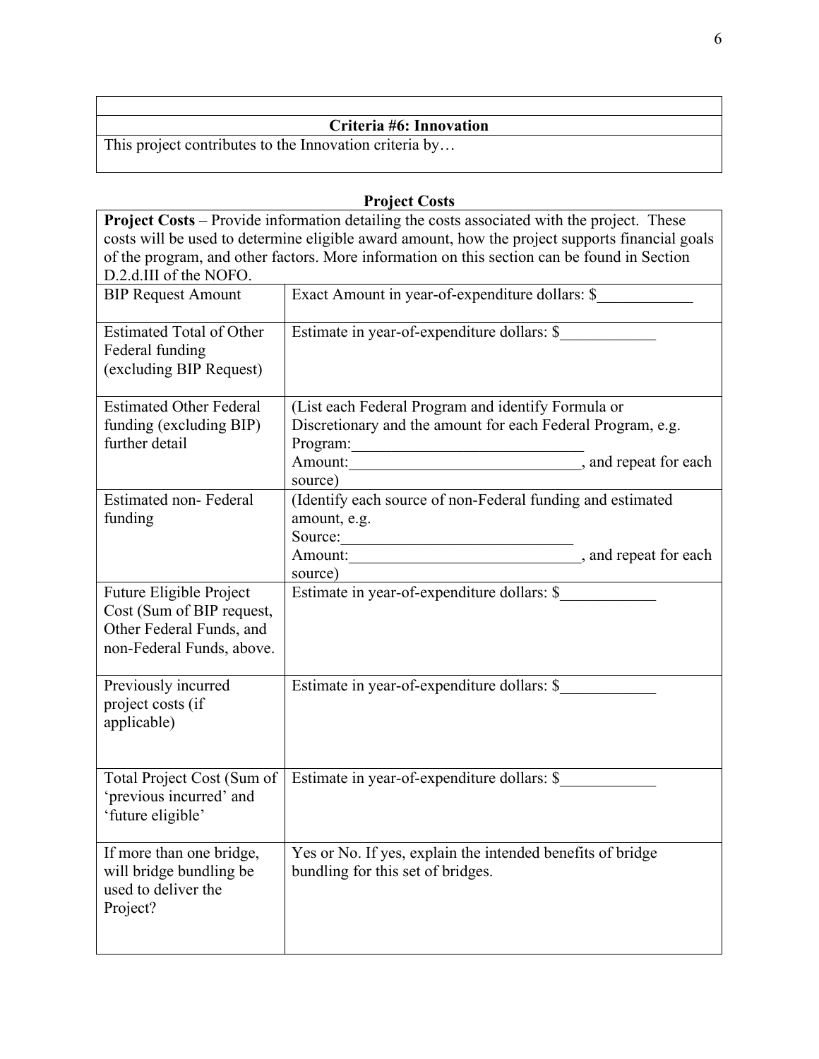| Criteria #6: Innovation |
|---|
| This project contributes to the Innovation criteria by… |

**Project Costs**

| **Project Costs** – Provide information detailing the costs associated with the project. These costs will be used to determine eligible award amount, how the project supports financial goals of the program, and other factors. More information on this section can be found in Section D.2.d.III of the NOFO. | |
|---|---|
| BIP Request Amount | Exact Amount in year-of-expenditure dollars: $____________ |
| Estimated Total of Other Federal funding (excluding BIP Request) | Estimate in year-of-expenditure dollars: $____________ |
| Estimated Other Federal funding (excluding BIP) further detail | (List each Federal Program and identify Formula or Discretionary and the amount for each Federal Program, e.g. Program:_____________________________ Amount:_____________________________, and repeat for each source) |
| Estimated non- Federal funding | (Identify each source of non-Federal funding and estimated amount, e.g. Source:_____________________________ Amount:_____________________________, and repeat for each source) |
| Future Eligible Project Cost (Sum of BIP request, Other Federal Funds, and non-Federal Funds, above. | Estimate in year-of-expenditure dollars: $____________ |
| Previously incurred project costs (if applicable) | Estimate in year-of-expenditure dollars: $____________ |
| Total Project Cost (Sum of 'previous incurred' and 'future eligible' | Estimate in year-of-expenditure dollars: $____________ |
| If more than one bridge, will bridge bundling be used to deliver the Project? | Yes or No. If yes, explain the intended benefits of bridge bundling for this set of bridges. |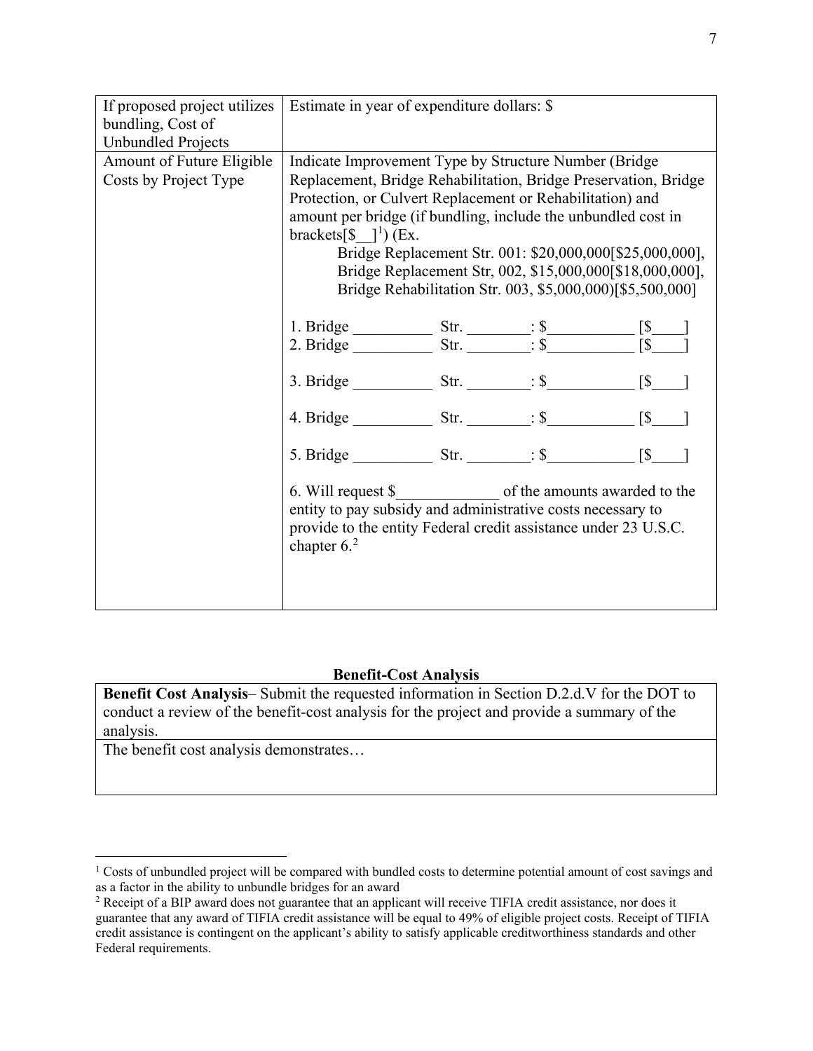| If proposed project utilizes bundling, Cost of Unbundled Projects | Estimate in year of expenditure dollars: $ |
|---|---|
| Amount of Future Eligible Costs by Project Type | Indicate Improvement Type by Structure Number (Bridge Replacement, Bridge Rehabilitation, Bridge Preservation, Bridge Protection, or Culvert Replacement or Rehabilitation) and amount per bridge (if bundling, include the unbundled cost in brackets[$__][1]) (Ex.<br>Bridge Replacement Str. 001: $20,000,000[$25,000,000],<br>Bridge Replacement Str, 002, $15,000,000[$18,000,000],<br>Bridge Rehabilitation Str. 003, $5,000,000)[$5,500,000]<br><br>1. Bridge __________ Str. ________: $___________ [$____]<br>2. Bridge __________ Str. ________: $___________ [$____]<br><br>3. Bridge __________ Str. ________: $___________ [$____]<br><br>4. Bridge __________ Str. ________: $___________ [$____]<br><br>5. Bridge __________ Str. ________: $___________ [$____]<br><br>6. Will request $_____________ of the amounts awarded to the entity to pay subsidy and administrative costs necessary to provide to the entity Federal credit assistance under 23 U.S.C. chapter 6.[2] |

**Benefit-Cost Analysis**

| **Benefit Cost Analysis**– Submit the requested information in Section D.2.d.V for the DOT to conduct a review of the benefit-cost analysis for the project and provide a summary of the analysis. |
|---|
| The benefit cost analysis demonstrates… |

[1] Costs of unbundled project will be compared with bundled costs to determine potential amount of cost savings and as a factor in the ability to unbundle bridges for an award

[2] Receipt of a BIP award does not guarantee that an applicant will receive TIFIA credit assistance, nor does it guarantee that any award of TIFIA credit assistance will be equal to 49% of eligible project costs. Receipt of TIFIA credit assistance is contingent on the applicant's ability to satisfy applicable creditworthiness standards and other Federal requirements.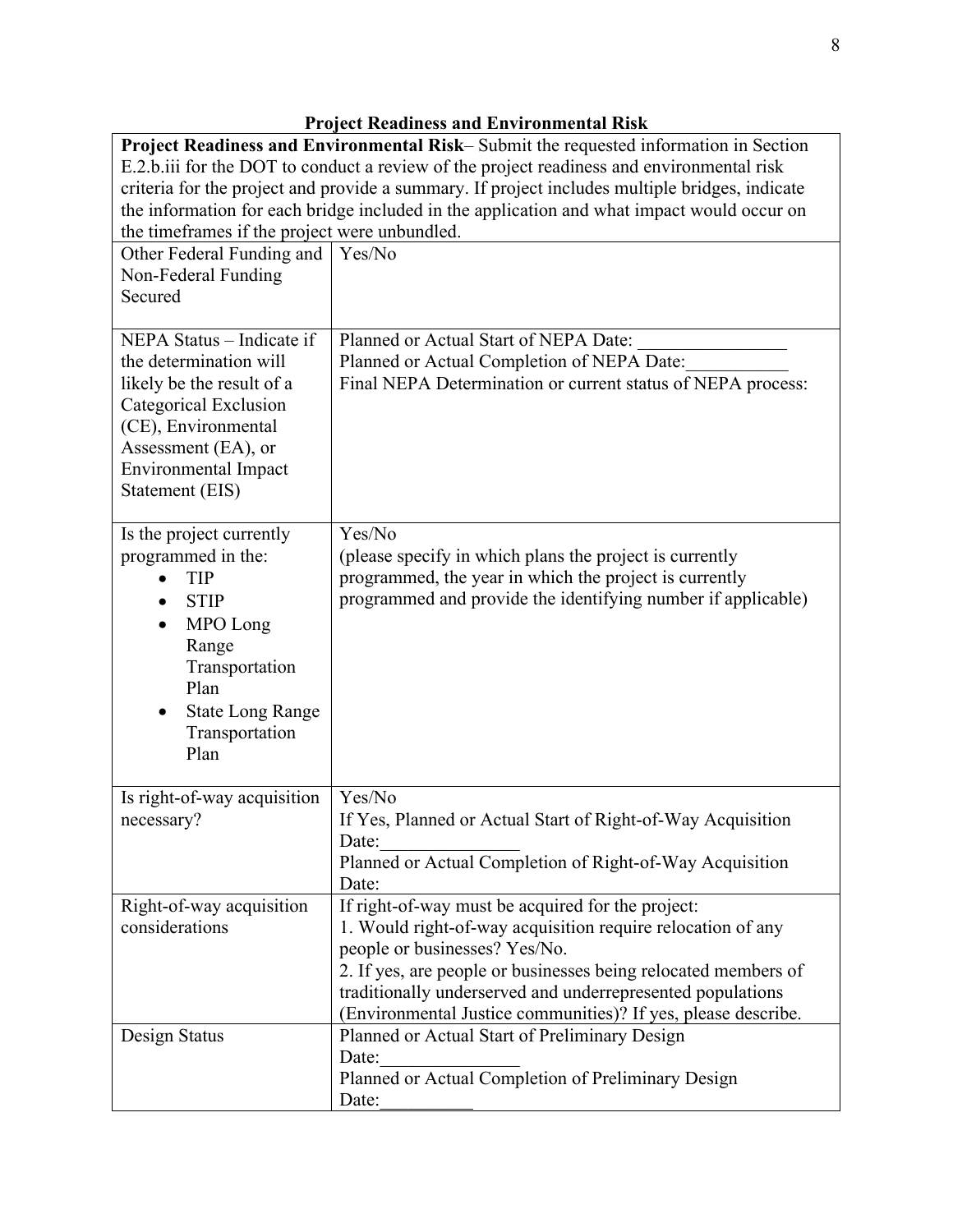## Project Readiness and Environmental Risk

| **Project Readiness and Environmental Risk**– Submit the requested information in Section E.2.b.iii for the DOT to conduct a review of the project readiness and environmental risk criteria for the project and provide a summary. If project includes multiple bridges, indicate the information for each bridge included in the application and what impact would occur on the timeframes if the project were unbundled. | |
|---|---|
| Other Federal Funding and Non-Federal Funding Secured | Yes/No |
| NEPA Status – Indicate if the determination will likely be the result of a Categorical Exclusion (CE), Environmental Assessment (EA), or Environmental Impact Statement (EIS) | Planned or Actual Start of NEPA Date: ________________<br>Planned or Actual Completion of NEPA Date:___________<br>Final NEPA Determination or current status of NEPA process: |
| Is the project currently programmed in the:<br>• TIP<br>• STIP<br>• MPO Long Range Transportation Plan<br>• State Long Range Transportation Plan | Yes/No<br>(please specify in which plans the project is currently programmed, the year in which the project is currently programmed and provide the identifying number if applicable) |
| Is right-of-way acquisition necessary? | Yes/No<br>If Yes, Planned or Actual Start of Right-of-Way Acquisition Date:_______________<br>Planned or Actual Completion of Right-of-Way Acquisition Date: |
| Right-of-way acquisition considerations | If right-of-way must be acquired for the project:<br>1. Would right-of-way acquisition require relocation of any people or businesses? Yes/No.<br>2. If yes, are people or businesses being relocated members of traditionally underserved and underrepresented populations (Environmental Justice communities)? If yes, please describe. |
| Design Status | Planned or Actual Start of Preliminary Design Date:_______________<br>Planned or Actual Completion of Preliminary Design Date:__________ |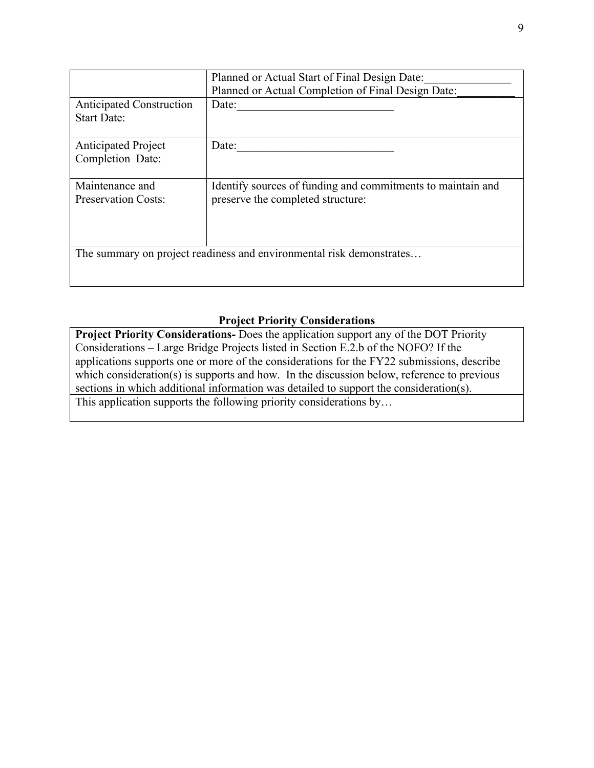| | |
|---|---|
| | Planned or Actual Start of Final Design Date:_______________<br>Planned or Actual Completion of Final Design Date:__________ |
| Anticipated Construction Start Date: | Date:___________________________ |
| Anticipated Project Completion Date: | Date:___________________________ |
| Maintenance and Preservation Costs: | Identify sources of funding and commitments to maintain and preserve the completed structure: |
| The summary on project readiness and environmental risk demonstrates… | |

**Project Priority Considerations**

| |
|---|
| **Project Priority Considerations-** Does the application support any of the DOT Priority Considerations – Large Bridge Projects listed in Section E.2.b of the NOFO? If the applications supports one or more of the considerations for the FY22 submissions, describe which consideration(s) is supports and how. In the discussion below, reference to previous sections in which additional information was detailed to support the consideration(s). |
| This application supports the following priority considerations by… |